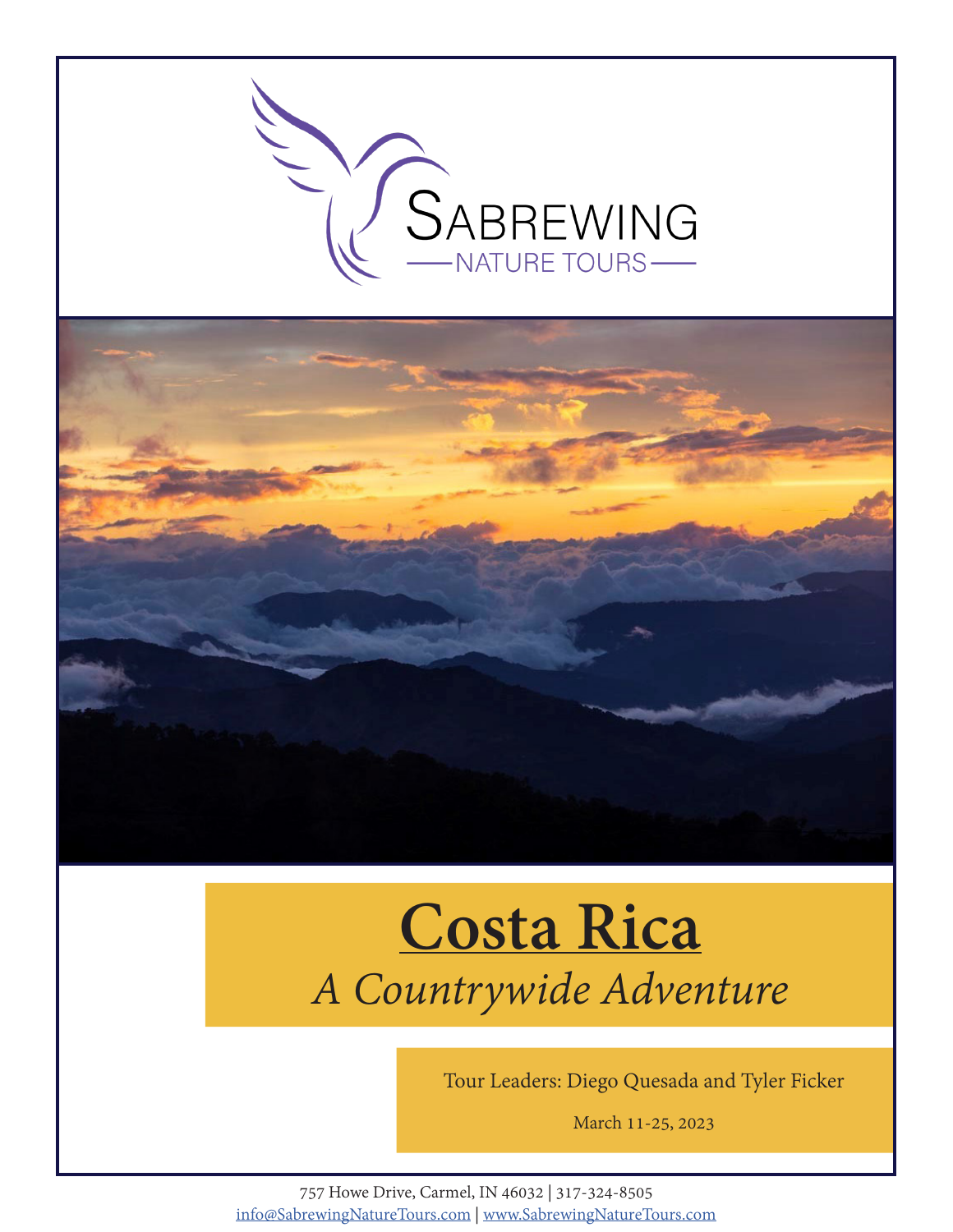SABREWING
NATURE TOURS

# Costa Rica

## *A Countrywide Adventure*

Tour Leaders: Diego Quesada and Tyler Ficker

March 11-25, 2023

757 Howe Drive, Carmel, IN 46032 | 317-324-8505
info@SabrewingNatureTours.com | www.SabrewingNatureTours.com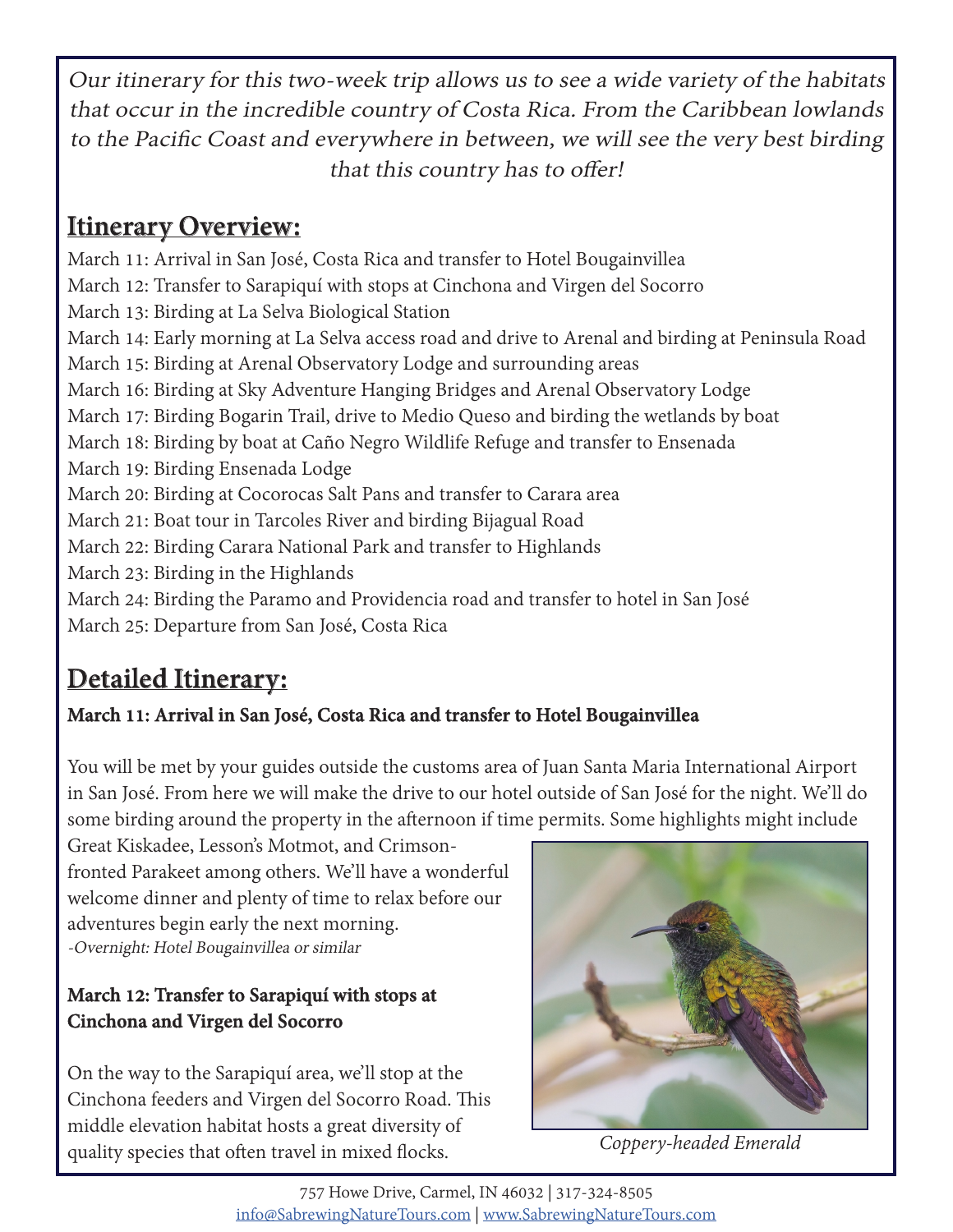*Our itinerary for this two-week trip allows us to see a wide variety of the habitats that occur in the incredible country of Costa Rica. From the Caribbean lowlands to the Pacific Coast and everywhere in between, we will see the very best birding that this country has to offer!*

## Itinerary Overview:

March 11: Arrival in San José, Costa Rica and transfer to Hotel Bougainvillea
March 12: Transfer to Sarapiquí with stops at Cinchona and Virgen del Socorro
March 13: Birding at La Selva Biological Station
March 14: Early morning at La Selva access road and drive to Arenal and birding at Peninsula Road
March 15: Birding at Arenal Observatory Lodge and surrounding areas
March 16: Birding at Sky Adventure Hanging Bridges and Arenal Observatory Lodge
March 17: Birding Bogarin Trail, drive to Medio Queso and birding the wetlands by boat
March 18: Birding by boat at Caño Negro Wildlife Refuge and transfer to Ensenada
March 19: Birding Ensenada Lodge
March 20: Birding at Cocorocas Salt Pans and transfer to Carara area
March 21: Boat tour in Tarcoles River and birding Bijagual Road
March 22: Birding Carara National Park and transfer to Highlands
March 23: Birding in the Highlands
March 24: Birding the Paramo and Providencia road and transfer to hotel in San José
March 25: Departure from San José, Costa Rica

## Detailed Itinerary:

### March 11: Arrival in San José, Costa Rica and transfer to Hotel Bougainvillea

You will be met by your guides outside the customs area of Juan Santa Maria International Airport in San José. From here we will make the drive to our hotel outside of San José for the night. We'll do some birding around the property in the afternoon if time permits. Some highlights might include Great Kiskadee, Lesson's Motmot, and Crimson-fronted Parakeet among others. We'll have a wonderful welcome dinner and plenty of time to relax before our adventures begin early the next morning.
*-Overnight: Hotel Bougainvillea or similar*

*Coppery-headed Emerald*

### March 12: Transfer to Sarapiquí with stops at Cinchona and Virgen del Socorro

On the way to the Sarapiquí area, we'll stop at the Cinchona feeders and Virgen del Socorro Road. This middle elevation habitat hosts a great diversity of quality species that often travel in mixed flocks.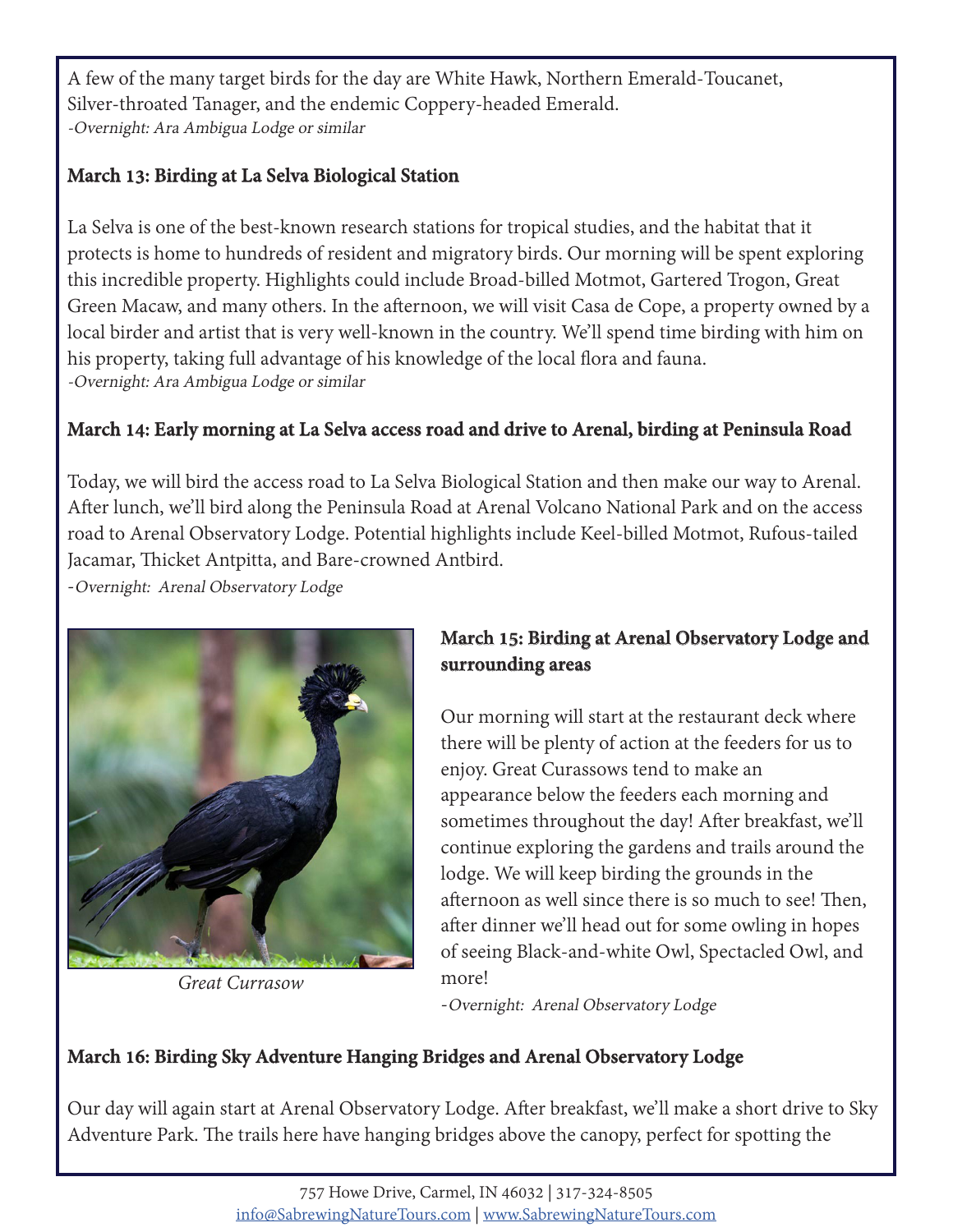A few of the many target birds for the day are White Hawk, Northern Emerald-Toucanet, Silver-throated Tanager, and the endemic Coppery-headed Emerald.
*-Overnight: Ara Ambigua Lodge or similar*

**March 13: Birding at La Selva Biological Station**

La Selva is one of the best-known research stations for tropical studies, and the habitat that it protects is home to hundreds of resident and migratory birds. Our morning will be spent exploring this incredible property. Highlights could include Broad-billed Motmot, Gartered Trogon, Great Green Macaw, and many others. In the afternoon, we will visit Casa de Cope, a property owned by a local birder and artist that is very well-known in the country. We'll spend time birding with him on his property, taking full advantage of his knowledge of the local flora and fauna.
*-Overnight: Ara Ambigua Lodge or similar*

**March 14: Early morning at La Selva access road and drive to Arenal, birding at Peninsula Road**

Today, we will bird the access road to La Selva Biological Station and then make our way to Arenal. After lunch, we'll bird along the Peninsula Road at Arenal Volcano National Park and on the access road to Arenal Observatory Lodge. Potential highlights include Keel-billed Motmot, Rufous-tailed Jacamar, Thicket Antpitta, and Bare-crowned Antbird.
*-Overnight: Arenal Observatory Lodge*

*Great Currasow*

**March 15: Birding at Arenal Observatory Lodge and surrounding areas**

Our morning will start at the restaurant deck where there will be plenty of action at the feeders for us to enjoy. Great Curassows tend to make an appearance below the feeders each morning and sometimes throughout the day! After breakfast, we'll continue exploring the gardens and trails around the lodge. We will keep birding the grounds in the afternoon as well since there is so much to see! Then, after dinner we'll head out for some owling in hopes of seeing Black-and-white Owl, Spectacled Owl, and more!
*-Overnight: Arenal Observatory Lodge*

**March 16: Birding Sky Adventure Hanging Bridges and Arenal Observatory Lodge**

Our day will again start at Arenal Observatory Lodge. After breakfast, we'll make a short drive to Sky Adventure Park. The trails here have hanging bridges above the canopy, perfect for spotting the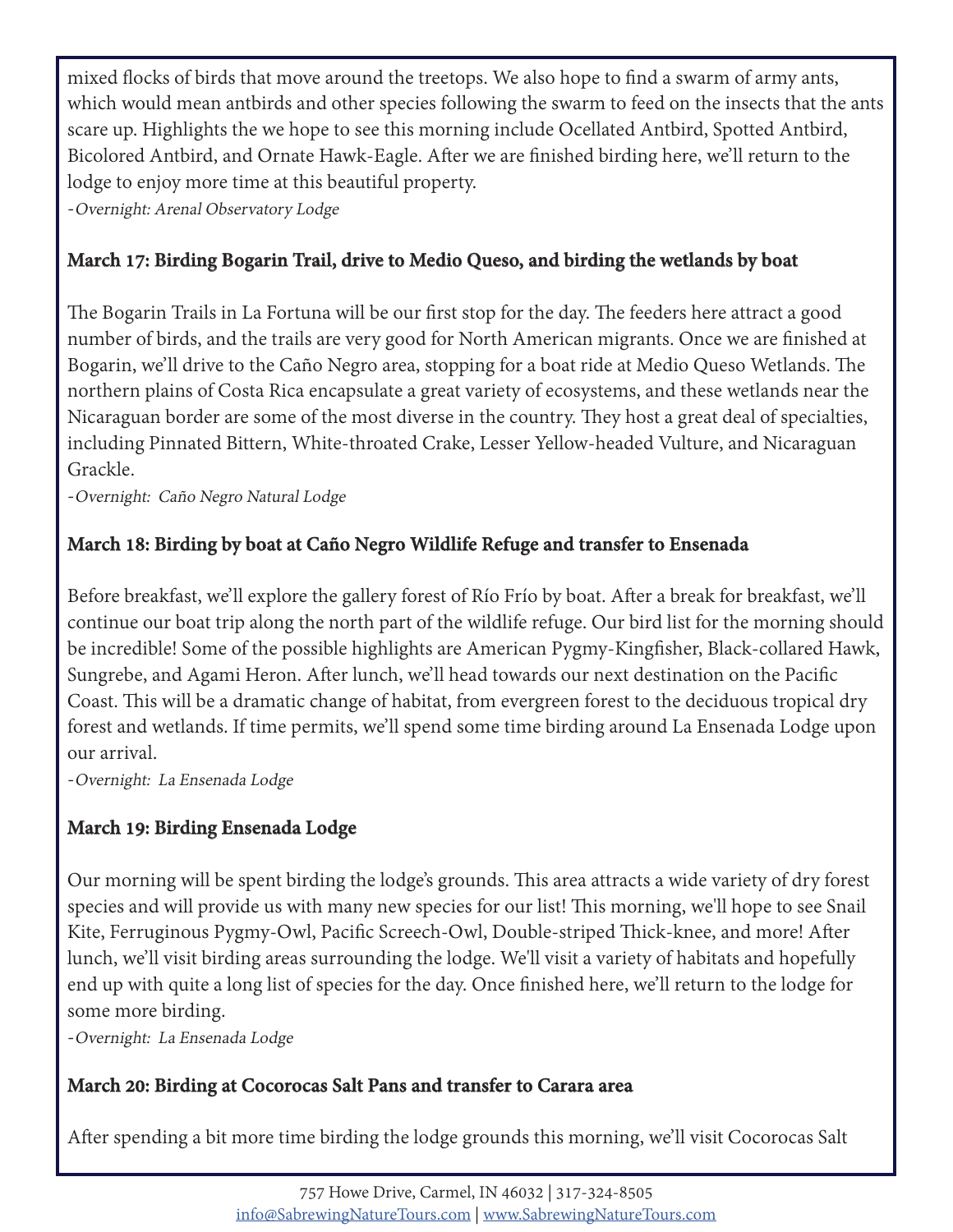mixed flocks of birds that move around the treetops. We also hope to find a swarm of army ants, which would mean antbirds and other species following the swarm to feed on the insects that the ants scare up. Highlights the we hope to see this morning include Ocellated Antbird, Spotted Antbird, Bicolored Antbird, and Ornate Hawk-Eagle. After we are finished birding here, we'll return to the lodge to enjoy more time at this beautiful property.

*-Overnight: Arenal Observatory Lodge*

### March 17: Birding Bogarin Trail, drive to Medio Queso, and birding the wetlands by boat

The Bogarin Trails in La Fortuna will be our first stop for the day. The feeders here attract a good number of birds, and the trails are very good for North American migrants. Once we are finished at Bogarin, we'll drive to the Caño Negro area, stopping for a boat ride at Medio Queso Wetlands. The northern plains of Costa Rica encapsulate a great variety of ecosystems, and these wetlands near the Nicaraguan border are some of the most diverse in the country. They host a great deal of specialties, including Pinnated Bittern, White-throated Crake, Lesser Yellow-headed Vulture, and Nicaraguan Grackle.

*-Overnight: Caño Negro Natural Lodge*

### March 18: Birding by boat at Caño Negro Wildlife Refuge and transfer to Ensenada

Before breakfast, we'll explore the gallery forest of Río Frío by boat. After a break for breakfast, we'll continue our boat trip along the north part of the wildlife refuge. Our bird list for the morning should be incredible! Some of the possible highlights are American Pygmy-Kingfisher, Black-collared Hawk, Sungrebe, and Agami Heron. After lunch, we'll head towards our next destination on the Pacific Coast. This will be a dramatic change of habitat, from evergreen forest to the deciduous tropical dry forest and wetlands. If time permits, we'll spend some time birding around La Ensenada Lodge upon our arrival.

*-Overnight: La Ensenada Lodge*

### March 19: Birding Ensenada Lodge

Our morning will be spent birding the lodge's grounds. This area attracts a wide variety of dry forest species and will provide us with many new species for our list! This morning, we'll hope to see Snail Kite, Ferruginous Pygmy-Owl, Pacific Screech-Owl, Double-striped Thick-knee, and more! After lunch, we'll visit birding areas surrounding the lodge. We'll visit a variety of habitats and hopefully end up with quite a long list of species for the day. Once finished here, we'll return to the lodge for some more birding.

*-Overnight: La Ensenada Lodge*

### March 20: Birding at Cocorocas Salt Pans and transfer to Carara area

After spending a bit more time birding the lodge grounds this morning, we'll visit Cocorocas Salt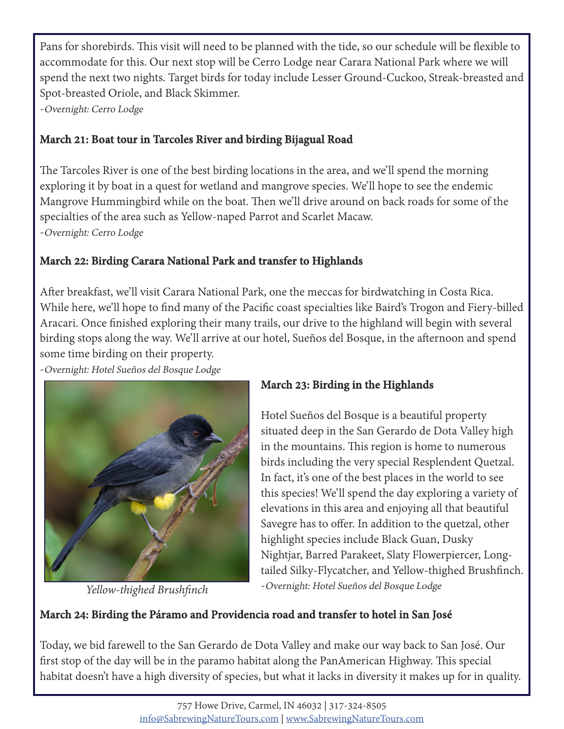Pans for shorebirds. This visit will need to be planned with the tide, so our schedule will be flexible to accommodate for this. Our next stop will be Cerro Lodge near Carara National Park where we will spend the next two nights. Target birds for today include Lesser Ground-Cuckoo, Streak-breasted and Spot-breasted Oriole, and Black Skimmer.

*-Overnight: Cerro Lodge*

### March 21: Boat tour in Tarcoles River and birding Bijagual Road

The Tarcoles River is one of the best birding locations in the area, and we'll spend the morning exploring it by boat in a quest for wetland and mangrove species. We'll hope to see the endemic Mangrove Hummingbird while on the boat. Then we'll drive around on back roads for some of the specialties of the area such as Yellow-naped Parrot and Scarlet Macaw.

*-Overnight: Cerro Lodge*

### March 22: Birding Carara National Park and transfer to Highlands

After breakfast, we'll visit Carara National Park, one the meccas for birdwatching in Costa Rica. While here, we'll hope to find many of the Pacific coast specialties like Baird's Trogon and Fiery-billed Aracari. Once finished exploring their many trails, our drive to the highland will begin with several birding stops along the way. We'll arrive at our hotel, Sueños del Bosque, in the afternoon and spend some time birding on their property.

*-Overnight: Hotel Sueños del Bosque Lodge*

*Yellow-thighed Brushfinch*

### March 23: Birding in the Highlands

Hotel Sueños del Bosque is a beautiful property situated deep in the San Gerardo de Dota Valley high in the mountains. This region is home to numerous birds including the very special Resplendent Quetzal. In fact, it's one of the best places in the world to see this species! We'll spend the day exploring a variety of elevations in this area and enjoying all that beautiful Savegre has to offer. In addition to the quetzal, other highlight species include Black Guan, Dusky Nightjar, Barred Parakeet, Slaty Flowerpiercer, Long-tailed Silky-Flycatcher, and Yellow-thighed Brushfinch.

*-Overnight: Hotel Sueños del Bosque Lodge*

### March 24: Birding the Páramo and Providencia road and transfer to hotel in San José

Today, we bid farewell to the San Gerardo de Dota Valley and make our way back to San José. Our first stop of the day will be in the paramo habitat along the PanAmerican Highway. This special habitat doesn't have a high diversity of species, but what it lacks in diversity it makes up for in quality.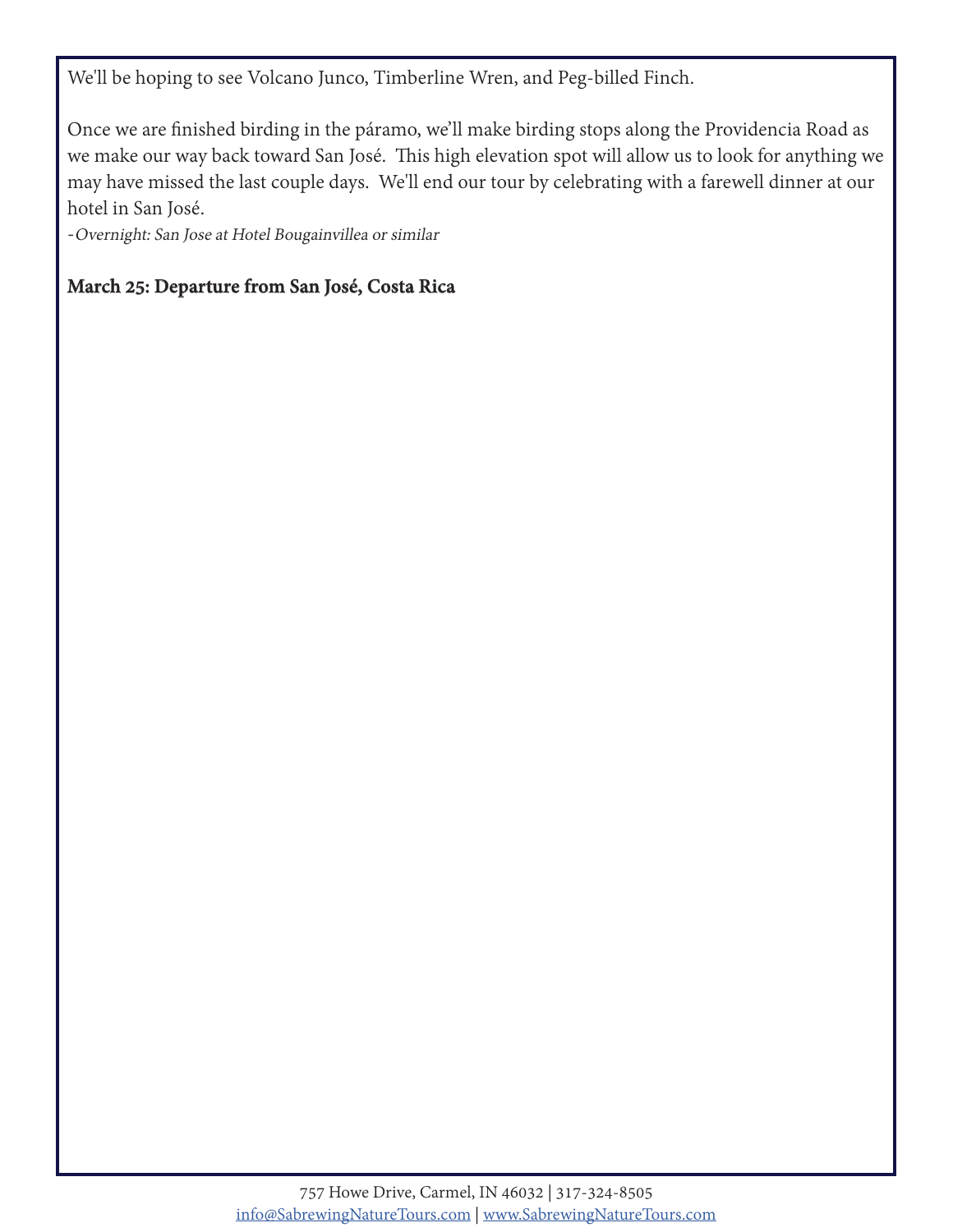We'll be hoping to see Volcano Junco, Timberline Wren, and Peg-billed Finch.

Once we are finished birding in the páramo, we'll make birding stops along the Providencia Road as we make our way back toward San José. This high elevation spot will allow us to look for anything we may have missed the last couple days. We'll end our tour by celebrating with a farewell dinner at our hotel in San José.

*-Overnight: San Jose at Hotel Bougainvillea or similar*

**March 25: Departure from San José, Costa Rica**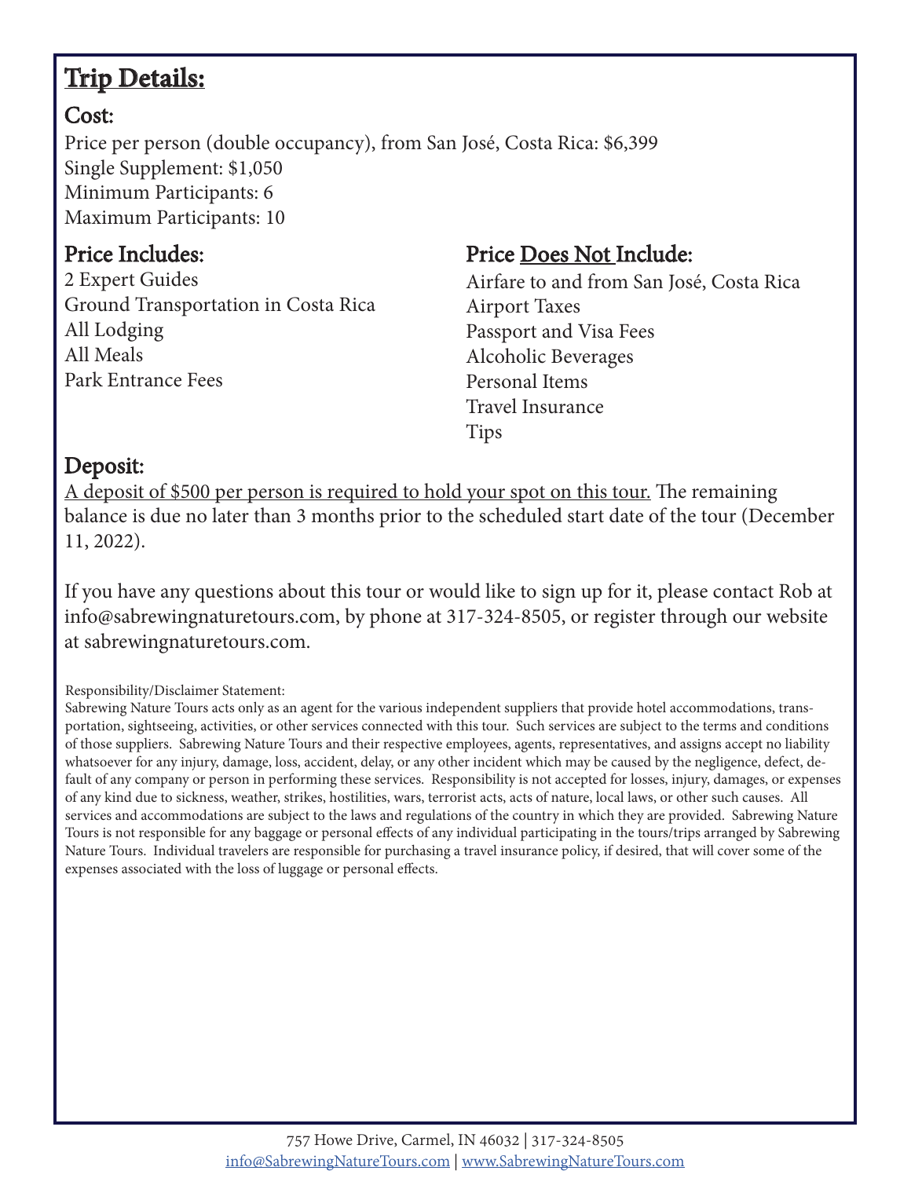## Trip Details:

### Cost:

Price per person (double occupancy), from San José, Costa Rica: $6,399
Single Supplement: $1,050
Minimum Participants: 6
Maximum Participants: 10

### Price Includes:

2 Expert Guides
Ground Transportation in Costa Rica
All Lodging
All Meals
Park Entrance Fees

### Price Does Not Include:

Airfare to and from San José, Costa Rica
Airport Taxes
Passport and Visa Fees
Alcoholic Beverages
Personal Items
Travel Insurance
Tips

### Deposit:

A deposit of $500 per person is required to hold your spot on this tour. The remaining balance is due no later than 3 months prior to the scheduled start date of the tour (December 11, 2022).

If you have any questions about this tour or would like to sign up for it, please contact Rob at info@sabrewingnaturetours.com, by phone at 317-324-8505, or register through our website at sabrewingnaturetours.com.

Responsibility/Disclaimer Statement:
Sabrewing Nature Tours acts only as an agent for the various independent suppliers that provide hotel accommodations, transportation, sightseeing, activities, or other services connected with this tour. Such services are subject to the terms and conditions of those suppliers. Sabrewing Nature Tours and their respective employees, agents, representatives, and assigns accept no liability whatsoever for any injury, damage, loss, accident, delay, or any other incident which may be caused by the negligence, defect, default of any company or person in performing these services. Responsibility is not accepted for losses, injury, damages, or expenses of any kind due to sickness, weather, strikes, hostilities, wars, terrorist acts, acts of nature, local laws, or other such causes. All services and accommodations are subject to the laws and regulations of the country in which they are provided. Sabrewing Nature Tours is not responsible for any baggage or personal effects of any individual participating in the tours/trips arranged by Sabrewing Nature Tours. Individual travelers are responsible for purchasing a travel insurance policy, if desired, that will cover some of the expenses associated with the loss of luggage or personal effects.

757 Howe Drive, Carmel, IN 46032 | 317-324-8505
info@SabrewingNatureTours.com | www.SabrewingNatureTours.com